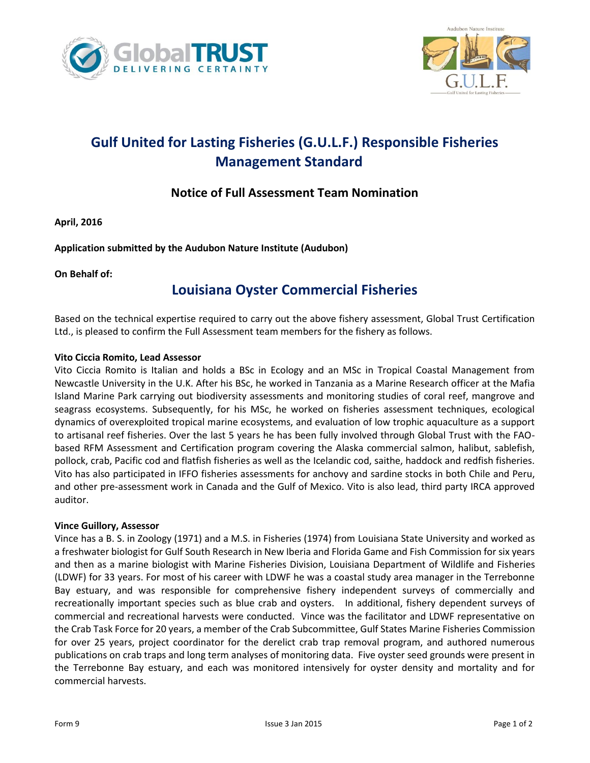# Gulf United for Lasting Fisheries (G.U.L.F.) Responsible Fisheries Management Standard

## Notice of Full Assessment Team Nomination

**April, 2016**

**Application submitted by the Audubon Nature Institute (Audubon)**

**On Behalf of:**

## Louisiana Oyster Commercial Fisheries

Based on the technical expertise required to carry out the above fishery assessment, Global Trust Certification Ltd., is pleased to confirm the Full Assessment team members for the fishery as follows.

**Vito Ciccia Romito, Lead Assessor**

Vito Ciccia Romito is Italian and holds a BSc in Ecology and an MSc in Tropical Coastal Management from Newcastle University in the U.K. After his BSc, he worked in Tanzania as a Marine Research officer at the Mafia Island Marine Park carrying out biodiversity assessments and monitoring studies of coral reef, mangrove and seagrass ecosystems. Subsequently, for his MSc, he worked on fisheries assessment techniques, ecological dynamics of overexploited tropical marine ecosystems, and evaluation of low trophic aquaculture as a support to artisanal reef fisheries. Over the last 5 years he has been fully involved through Global Trust with the FAO-based RFM Assessment and Certification program covering the Alaska commercial salmon, halibut, sablefish, pollock, crab, Pacific cod and flatfish fisheries as well as the Icelandic cod, saithe, haddock and redfish fisheries. Vito has also participated in IFFO fisheries assessments for anchovy and sardine stocks in both Chile and Peru, and other pre-assessment work in Canada and the Gulf of Mexico. Vito is also lead, third party IRCA approved auditor.

**Vince Guillory, Assessor**

Vince has a B. S. in Zoology (1971) and a M.S. in Fisheries (1974) from Louisiana State University and worked as a freshwater biologist for Gulf South Research in New Iberia and Florida Game and Fish Commission for six years and then as a marine biologist with Marine Fisheries Division, Louisiana Department of Wildlife and Fisheries (LDWF) for 33 years. For most of his career with LDWF he was a coastal study area manager in the Terrebonne Bay estuary, and was responsible for comprehensive fishery independent surveys of commercially and recreationally important species such as blue crab and oysters. In additional, fishery dependent surveys of commercial and recreational harvests were conducted. Vince was the facilitator and LDWF representative on the Crab Task Force for 20 years, a member of the Crab Subcommittee, Gulf States Marine Fisheries Commission for over 25 years, project coordinator for the derelict crab trap removal program, and authored numerous publications on crab traps and long term analyses of monitoring data. Five oyster seed grounds were present in the Terrebonne Bay estuary, and each was monitored intensively for oyster density and mortality and for commercial harvests.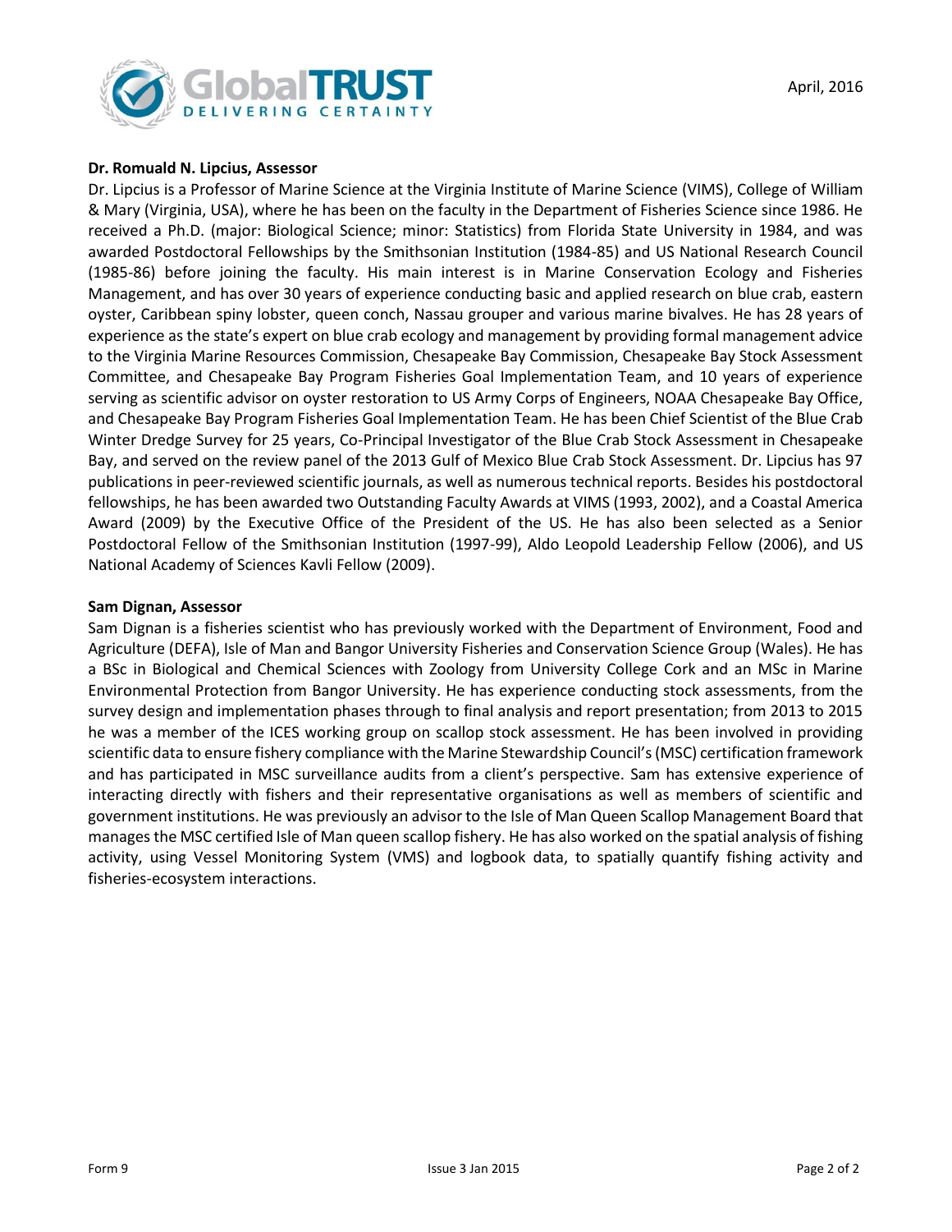**Dr. Romuald N. Lipcius, Assessor**

Dr. Lipcius is a Professor of Marine Science at the Virginia Institute of Marine Science (VIMS), College of William & Mary (Virginia, USA), where he has been on the faculty in the Department of Fisheries Science since 1986. He received a Ph.D. (major: Biological Science; minor: Statistics) from Florida State University in 1984, and was awarded Postdoctoral Fellowships by the Smithsonian Institution (1984-85) and US National Research Council (1985-86) before joining the faculty. His main interest is in Marine Conservation Ecology and Fisheries Management, and has over 30 years of experience conducting basic and applied research on blue crab, eastern oyster, Caribbean spiny lobster, queen conch, Nassau grouper and various marine bivalves. He has 28 years of experience as the state's expert on blue crab ecology and management by providing formal management advice to the Virginia Marine Resources Commission, Chesapeake Bay Commission, Chesapeake Bay Stock Assessment Committee, and Chesapeake Bay Program Fisheries Goal Implementation Team, and 10 years of experience serving as scientific advisor on oyster restoration to US Army Corps of Engineers, NOAA Chesapeake Bay Office, and Chesapeake Bay Program Fisheries Goal Implementation Team. He has been Chief Scientist of the Blue Crab Winter Dredge Survey for 25 years, Co-Principal Investigator of the Blue Crab Stock Assessment in Chesapeake Bay, and served on the review panel of the 2013 Gulf of Mexico Blue Crab Stock Assessment. Dr. Lipcius has 97 publications in peer-reviewed scientific journals, as well as numerous technical reports. Besides his postdoctoral fellowships, he has been awarded two Outstanding Faculty Awards at VIMS (1993, 2002), and a Coastal America Award (2009) by the Executive Office of the President of the US. He has also been selected as a Senior Postdoctoral Fellow of the Smithsonian Institution (1997-99), Aldo Leopold Leadership Fellow (2006), and US National Academy of Sciences Kavli Fellow (2009).

**Sam Dignan, Assessor**

Sam Dignan is a fisheries scientist who has previously worked with the Department of Environment, Food and Agriculture (DEFA), Isle of Man and Bangor University Fisheries and Conservation Science Group (Wales). He has a BSc in Biological and Chemical Sciences with Zoology from University College Cork and an MSc in Marine Environmental Protection from Bangor University. He has experience conducting stock assessments, from the survey design and implementation phases through to final analysis and report presentation; from 2013 to 2015 he was a member of the ICES working group on scallop stock assessment. He has been involved in providing scientific data to ensure fishery compliance with the Marine Stewardship Council's (MSC) certification framework and has participated in MSC surveillance audits from a client's perspective. Sam has extensive experience of interacting directly with fishers and their representative organisations as well as members of scientific and government institutions. He was previously an advisor to the Isle of Man Queen Scallop Management Board that manages the MSC certified Isle of Man queen scallop fishery. He has also worked on the spatial analysis of fishing activity, using Vessel Monitoring System (VMS) and logbook data, to spatially quantify fishing activity and fisheries-ecosystem interactions.